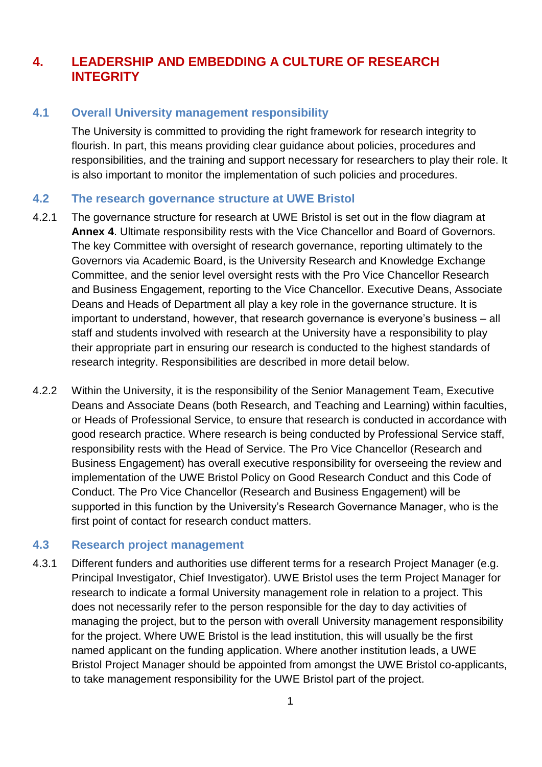# 4. LEADERSHIP AND EMBEDDING A CULTURE OF RESEARCH INTEGRITY

## 4.1 Overall University management responsibility

The University is committed to providing the right framework for research integrity to flourish. In part, this means providing clear guidance about policies, procedures and responsibilities, and the training and support necessary for researchers to play their role. It is also important to monitor the implementation of such policies and procedures.

## 4.2 The research governance structure at UWE Bristol

4.2.1 The governance structure for research at UWE Bristol is set out in the flow diagram at **Annex 4**. Ultimate responsibility rests with the Vice Chancellor and Board of Governors. The key Committee with oversight of research governance, reporting ultimately to the Governors via Academic Board, is the University Research and Knowledge Exchange Committee, and the senior level oversight rests with the Pro Vice Chancellor Research and Business Engagement, reporting to the Vice Chancellor. Executive Deans, Associate Deans and Heads of Department all play a key role in the governance structure. It is important to understand, however, that research governance is everyone's business – all staff and students involved with research at the University have a responsibility to play their appropriate part in ensuring our research is conducted to the highest standards of research integrity. Responsibilities are described in more detail below.

4.2.2 Within the University, it is the responsibility of the Senior Management Team, Executive Deans and Associate Deans (both Research, and Teaching and Learning) within faculties, or Heads of Professional Service, to ensure that research is conducted in accordance with good research practice. Where research is being conducted by Professional Service staff, responsibility rests with the Head of Service. The Pro Vice Chancellor (Research and Business Engagement) has overall executive responsibility for overseeing the review and implementation of the UWE Bristol Policy on Good Research Conduct and this Code of Conduct. The Pro Vice Chancellor (Research and Business Engagement) will be supported in this function by the University's Research Governance Manager, who is the first point of contact for research conduct matters.

## 4.3 Research project management

4.3.1 Different funders and authorities use different terms for a research Project Manager (e.g. Principal Investigator, Chief Investigator). UWE Bristol uses the term Project Manager for research to indicate a formal University management role in relation to a project. This does not necessarily refer to the person responsible for the day to day activities of managing the project, but to the person with overall University management responsibility for the project. Where UWE Bristol is the lead institution, this will usually be the first named applicant on the funding application. Where another institution leads, a UWE Bristol Project Manager should be appointed from amongst the UWE Bristol co-applicants, to take management responsibility for the UWE Bristol part of the project.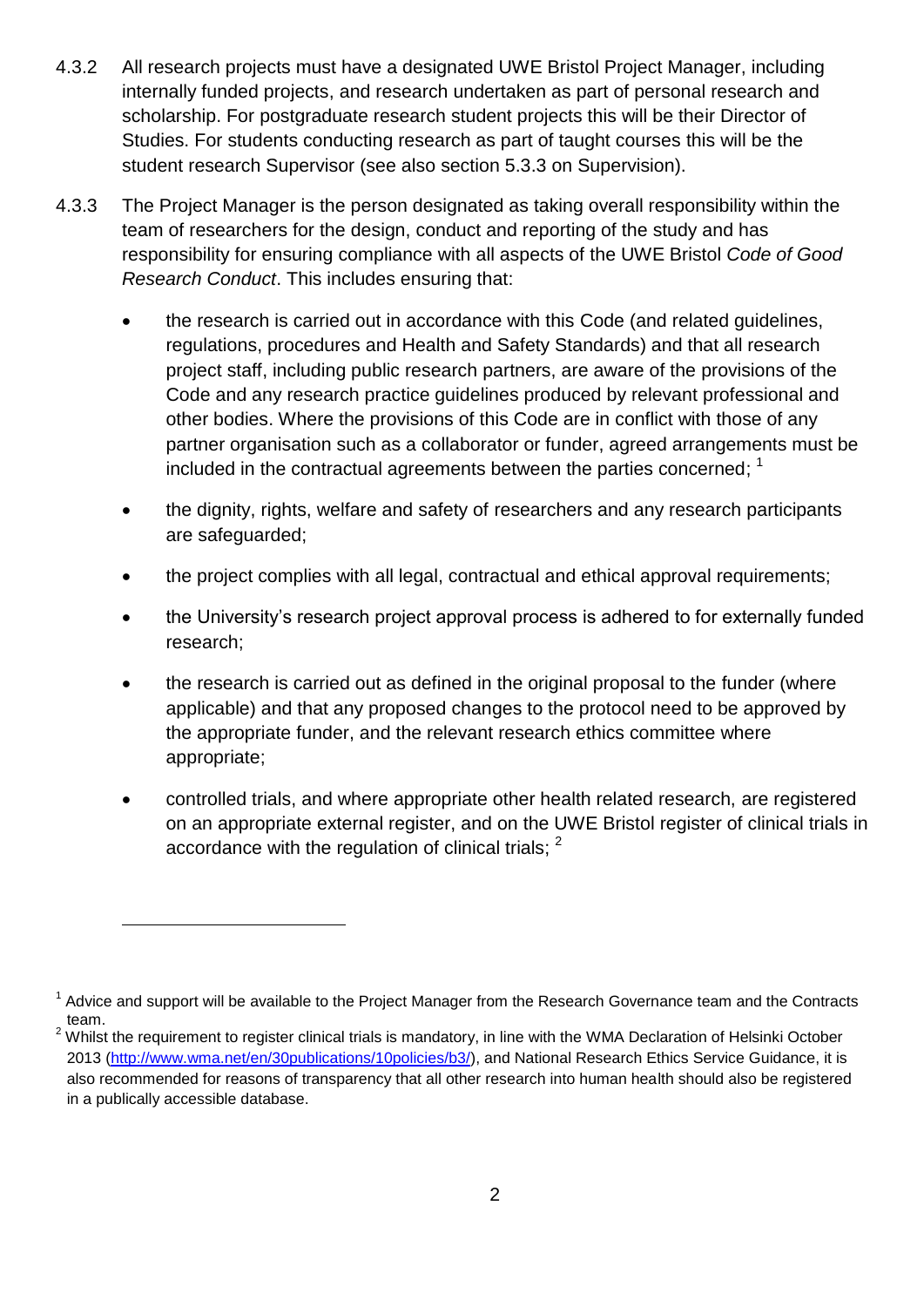4.3.2 All research projects must have a designated UWE Bristol Project Manager, including internally funded projects, and research undertaken as part of personal research and scholarship. For postgraduate research student projects this will be their Director of Studies. For students conducting research as part of taught courses this will be the student research Supervisor (see also section 5.3.3 on Supervision).

4.3.3 The Project Manager is the person designated as taking overall responsibility within the team of researchers for the design, conduct and reporting of the study and has responsibility for ensuring compliance with all aspects of the UWE Bristol *Code of Good Research Conduct*. This includes ensuring that:

- the research is carried out in accordance with this Code (and related guidelines, regulations, procedures and Health and Safety Standards) and that all research project staff, including public research partners, are aware of the provisions of the Code and any research practice guidelines produced by relevant professional and other bodies. Where the provisions of this Code are in conflict with those of any partner organisation such as a collaborator or funder, agreed arrangements must be included in the contractual agreements between the parties concerned; [1]
- the dignity, rights, welfare and safety of researchers and any research participants are safeguarded;
- the project complies with all legal, contractual and ethical approval requirements;
- the University's research project approval process is adhered to for externally funded research;
- the research is carried out as defined in the original proposal to the funder (where applicable) and that any proposed changes to the protocol need to be approved by the appropriate funder, and the relevant research ethics committee where appropriate;
- controlled trials, and where appropriate other health related research, are registered on an appropriate external register, and on the UWE Bristol register of clinical trials in accordance with the regulation of clinical trials; [2]

---

[1] Advice and support will be available to the Project Manager from the Research Governance team and the Contracts team.

[2] Whilst the requirement to register clinical trials is mandatory, in line with the WMA Declaration of Helsinki October 2013 (http://www.wma.net/en/30publications/10policies/b3/), and National Research Ethics Service Guidance, it is also recommended for reasons of transparency that all other research into human health should also be registered in a publically accessible database.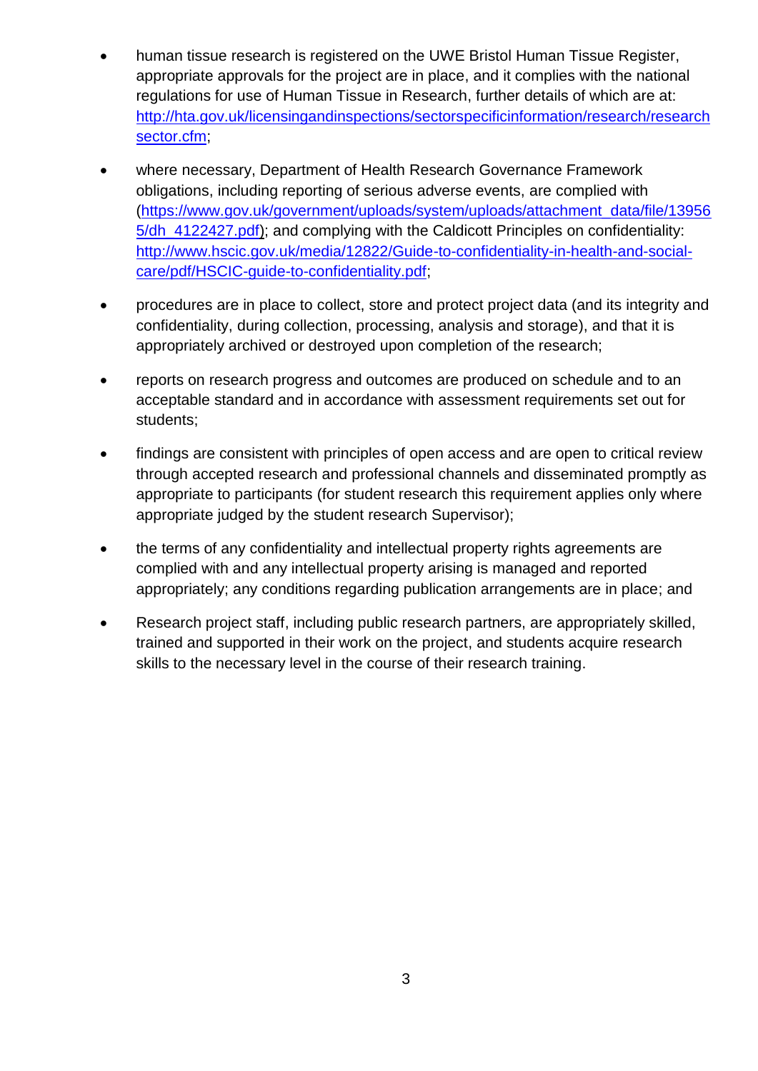- human tissue research is registered on the UWE Bristol Human Tissue Register, appropriate approvals for the project are in place, and it complies with the national regulations for use of Human Tissue in Research, further details of which are at: [http://hta.gov.uk/licensingandinspections/sectorspecificinformation/research/researchsector.cfm](http://hta.gov.uk/licensingandinspections/sectorspecificinformation/research/researchsector.cfm);

- where necessary, Department of Health Research Governance Framework obligations, including reporting of serious adverse events, are complied with ([https://www.gov.uk/government/uploads/system/uploads/attachment_data/file/139565/dh_4122427.pdf](https://www.gov.uk/government/uploads/system/uploads/attachment_data/file/139565/dh_4122427.pdf)); and complying with the Caldicott Principles on confidentiality: [http://www.hscic.gov.uk/media/12822/Guide-to-confidentiality-in-health-and-social-care/pdf/HSCIC-guide-to-confidentiality.pdf](http://www.hscic.gov.uk/media/12822/Guide-to-confidentiality-in-health-and-social-care/pdf/HSCIC-guide-to-confidentiality.pdf);

- procedures are in place to collect, store and protect project data (and its integrity and confidentiality, during collection, processing, analysis and storage), and that it is appropriately archived or destroyed upon completion of the research;

- reports on research progress and outcomes are produced on schedule and to an acceptable standard and in accordance with assessment requirements set out for students;

- findings are consistent with principles of open access and are open to critical review through accepted research and professional channels and disseminated promptly as appropriate to participants (for student research this requirement applies only where appropriate judged by the student research Supervisor);

- the terms of any confidentiality and intellectual property rights agreements are complied with and any intellectual property arising is managed and reported appropriately; any conditions regarding publication arrangements are in place; and

- Research project staff, including public research partners, are appropriately skilled, trained and supported in their work on the project, and students acquire research skills to the necessary level in the course of their research training.